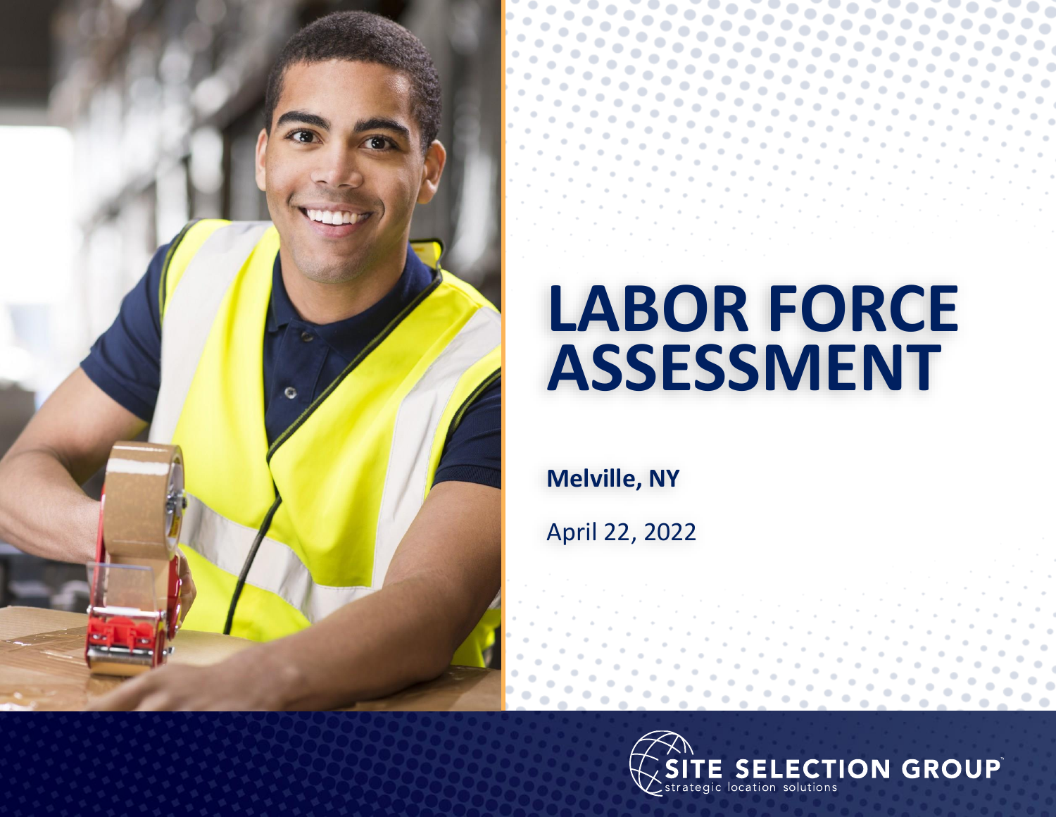# LABOR FORCE ASSESSMENT

**Melville, NY**

April 22, 2022

SITE SELECTION GROUP
strategic location solutions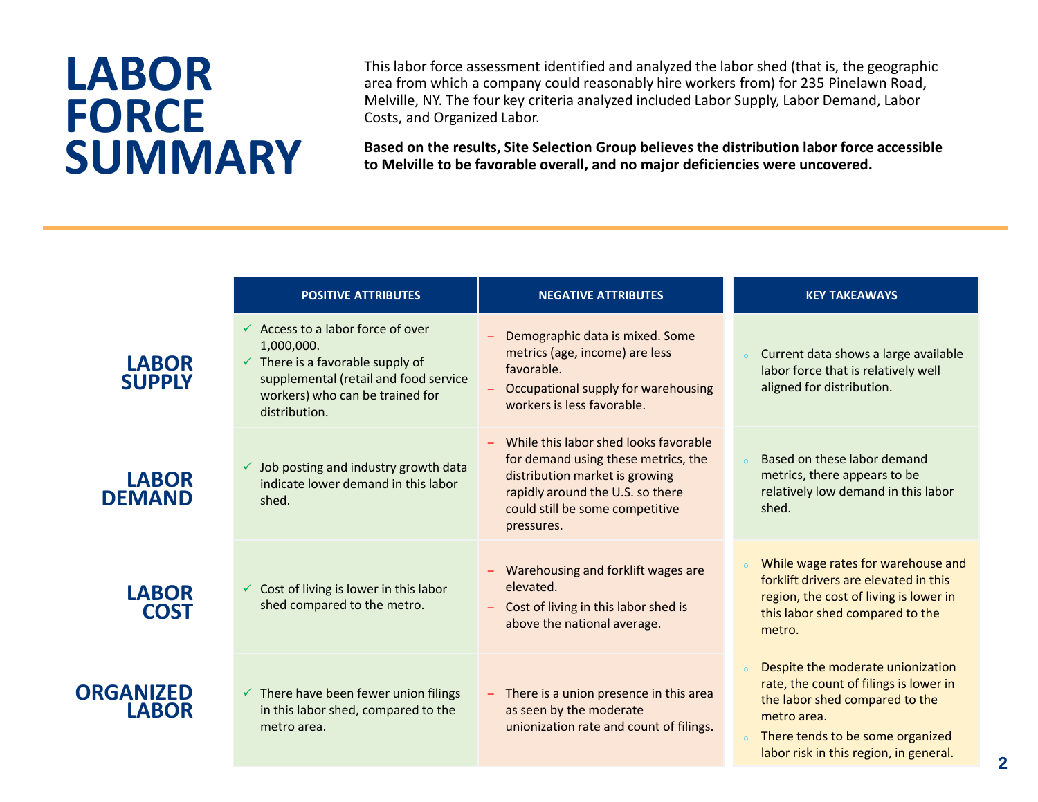# LABOR FORCE SUMMARY

This labor force assessment identified and analyzed the labor shed (that is, the geographic area from which a company could reasonably hire workers from) for 235 Pinelawn Road, Melville, NY. The four key criteria analyzed included Labor Supply, Labor Demand, Labor Costs, and Organized Labor.

**Based on the results, Site Selection Group believes the distribution labor force accessible to Melville to be favorable overall, and no major deficiencies were uncovered.**

| | POSITIVE ATTRIBUTES | NEGATIVE ATTRIBUTES | KEY TAKEAWAYS |
|---|---|---|---|
| **LABOR SUPPLY** | ✓ Access to a labor force of over 1,000,000.<br>✓ There is a favorable supply of supplemental (retail and food service workers) who can be trained for distribution. | – Demographic data is mixed. Some metrics (age, income) are less favorable.<br>– Occupational supply for warehousing workers is less favorable. | ◦ Current data shows a large available labor force that is relatively well aligned for distribution. |
| **LABOR DEMAND** | ✓ Job posting and industry growth data indicate lower demand in this labor shed. | – While this labor shed looks favorable for demand using these metrics, the distribution market is growing rapidly around the U.S. so there could still be some competitive pressures. | ◦ Based on these labor demand metrics, there appears to be relatively low demand in this labor shed. |
| **LABOR COST** | ✓ Cost of living is lower in this labor shed compared to the metro. | – Warehousing and forklift wages are elevated.<br>– Cost of living in this labor shed is above the national average. | ◦ While wage rates for warehouse and forklift drivers are elevated in this region, the cost of living is lower in this labor shed compared to the metro. |
| **ORGANIZED LABOR** | ✓ There have been fewer union filings in this labor shed, compared to the metro area. | – There is a union presence in this area as seen by the moderate unionization rate and count of filings. | ◦ Despite the moderate unionization rate, the count of filings is lower in the labor shed compared to the metro area.<br>◦ There tends to be some organized labor risk in this region, in general. |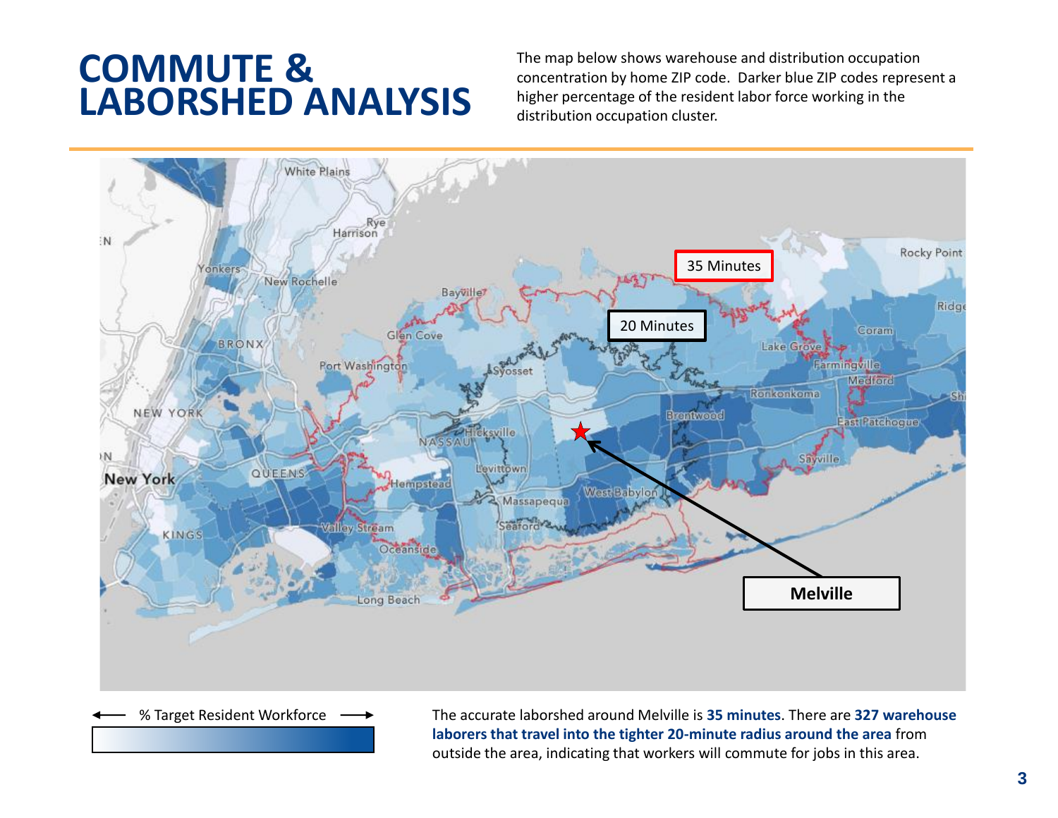# COMMUTE & LABORSHED ANALYSIS

The map below shows warehouse and distribution occupation concentration by home ZIP code. Darker blue ZIP codes represent a higher percentage of the resident labor force working in the distribution occupation cluster.

% Target Resident Workforce

The accurate laborshed around Melville is **35 minutes**. There are **327 warehouse laborers that travel into the tighter 20-minute radius around the area** from outside the area, indicating that workers will commute for jobs in this area.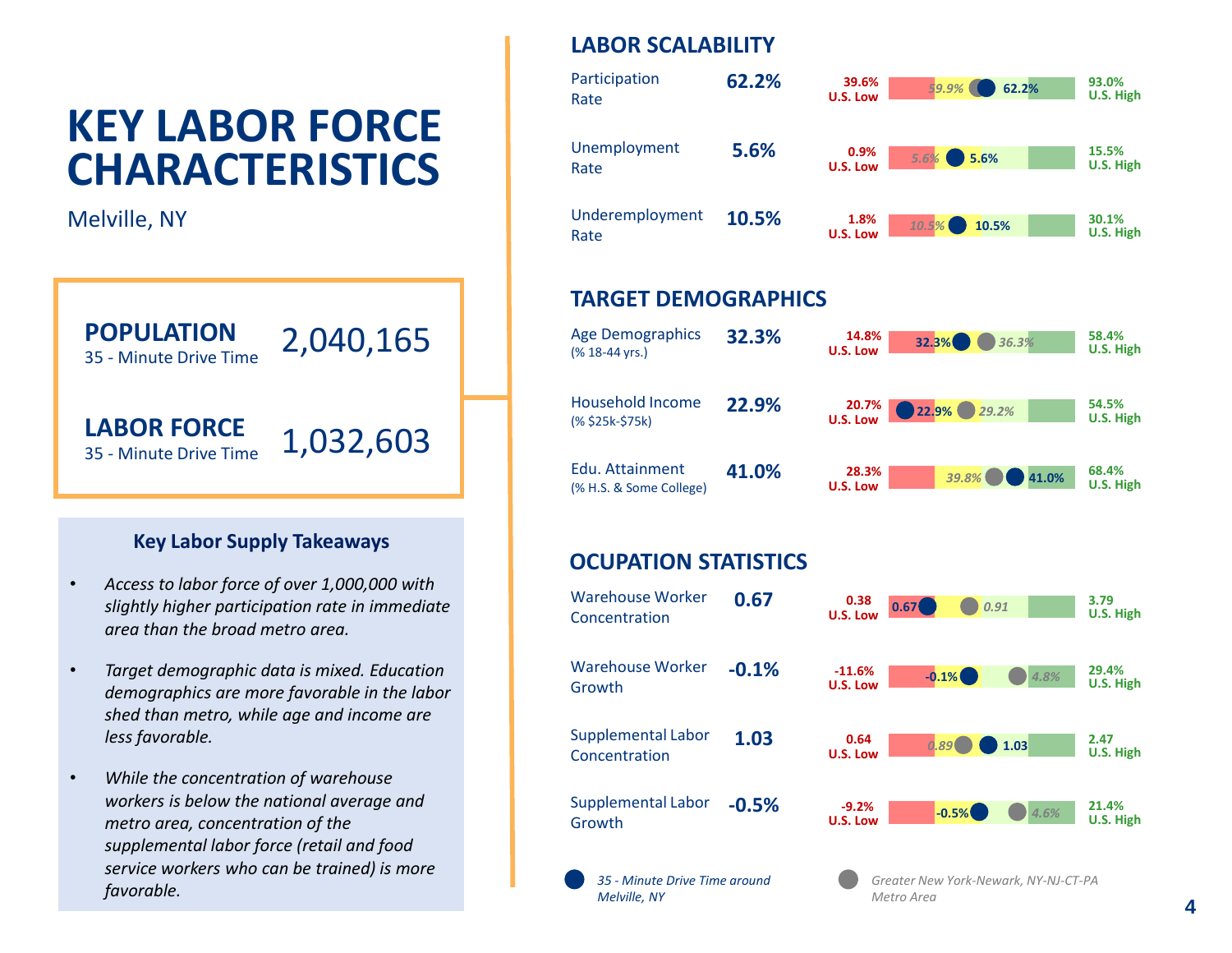# KEY LABOR FORCE CHARACTERISTICS

Melville, NY

| | |
|---|---|
| **POPULATION** 35 - Minute Drive Time | 2,040,165 |
| **LABOR FORCE** 35 - Minute Drive Time | 1,032,603 |

### Key Labor Supply Takeaways

- *Access to labor force of over 1,000,000 with slightly higher participation rate in immediate area than the broad metro area.*
- *Target demographic data is mixed. Education demographics are more favorable in the labor shed than metro, while age and income are less favorable.*
- *While the concentration of warehouse workers is below the national average and metro area, concentration of the supplemental labor force (retail and food service workers who can be trained) is more favorable.*

## LABOR SCALABILITY

| Metric | 35-Minute Drive Time around Melville, NY | Greater New York-Newark, NY-NJ-CT-PA Metro Area | U.S. Low | U.S. High |
|---|---|---|---|---|
| Participation Rate | 62.2% | 59.9% | 39.6% | 93.0% |
| Unemployment Rate | 5.6% | 5.6% | 0.9% | 15.5% |
| Underemployment Rate | 10.5% | 10.5% | 1.8% | 30.1% |

## TARGET DEMOGRAPHICS

| Metric | 35-Minute Drive Time around Melville, NY | Greater New York-Newark, NY-NJ-CT-PA Metro Area | U.S. Low | U.S. High |
|---|---|---|---|---|
| Age Demographics (% 18-44 yrs.) | 32.3% | 36.3% | 14.8% | 58.4% |
| Household Income (% $25k-$75k) | 22.9% | 29.2% | 20.7% | 54.5% |
| Edu. Attainment (% H.S. & Some College) | 41.0% | 39.8% | 28.3% | 68.4% |

## OCUPATION STATISTICS

| Metric | 35-Minute Drive Time around Melville, NY | Greater New York-Newark, NY-NJ-CT-PA Metro Area | U.S. Low | U.S. High |
|---|---|---|---|---|
| Warehouse Worker Concentration | 0.67 | 0.91 | 0.38 | 3.79 |
| Warehouse Worker Growth | -0.1% | 4.8% | -11.6% | 29.4% |
| Supplemental Labor Concentration | 1.03 | 0.89 | 0.64 | 2.47 |
| Supplemental Labor Growth | -0.5% | 4.6% | -9.2% | 21.4% |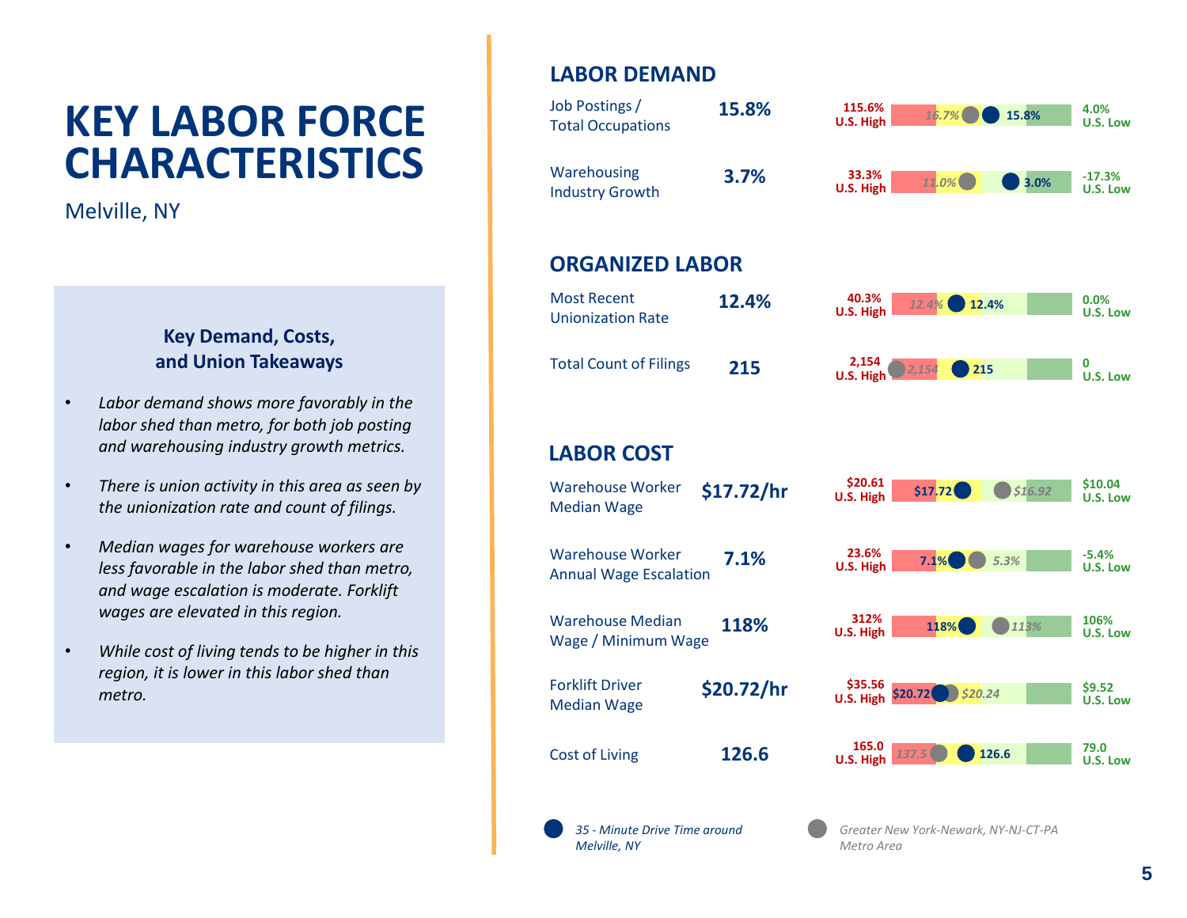# KEY LABOR FORCE CHARACTERISTICS

Melville, NY

### Key Demand, Costs, and Union Takeaways

- *Labor demand shows more favorably in the labor shed than metro, for both job posting and warehousing industry growth metrics.*
- *There is union activity in this area as seen by the unionization rate and count of filings.*
- *Median wages for warehouse workers are less favorable in the labor shed than metro, and wage escalation is moderate. Forklift wages are elevated in this region.*
- *While cost of living tends to be higher in this region, it is lower in this labor shed than metro.*

## LABOR DEMAND

| Metric | Value | U.S. High | Metro | 35-Minute Drive Time | U.S. Low |
|---|---|---|---|---|---|
| Job Postings / Total Occupations | **15.8%** | 115.6% | 16.7% | 15.8% | 4.0% |
| Warehousing Industry Growth | **3.7%** | 33.3% | 11.0% | 3.0% | -17.3% |

## ORGANIZED LABOR

| Metric | Value | U.S. High | Metro | 35-Minute Drive Time | U.S. Low |
|---|---|---|---|---|---|
| Most Recent Unionization Rate | **12.4%** | 40.3% | 12.4% | 12.4% | 0.0% |
| Total Count of Filings | **215** | 2,154 | 2,154 | 215 | 0 |

## LABOR COST

| Metric | Value | U.S. High | 35-Minute Drive Time | Metro | U.S. Low |
|---|---|---|---|---|---|
| Warehouse Worker Median Wage | **$17.72/hr** | $20.61 | $17.72 | $16.92 | $10.04 |
| Warehouse Worker Annual Wage Escalation | **7.1%** | 23.6% | 7.1% | 5.3% | -5.4% |
| Warehouse Median Wage / Minimum Wage | **118%** | 312% | 118% | 113% | 106% |
| Forklift Driver Median Wage | **$20.72/hr** | $35.56 | $20.72 | $20.24 | $9.52 |
| Cost of Living | **126.6** | 165.0 | 126.6 | 137.5 | 79.0 |

● *35 - Minute Drive Time around Melville, NY*

● *Greater New York-Newark, NY-NJ-CT-PA Metro Area*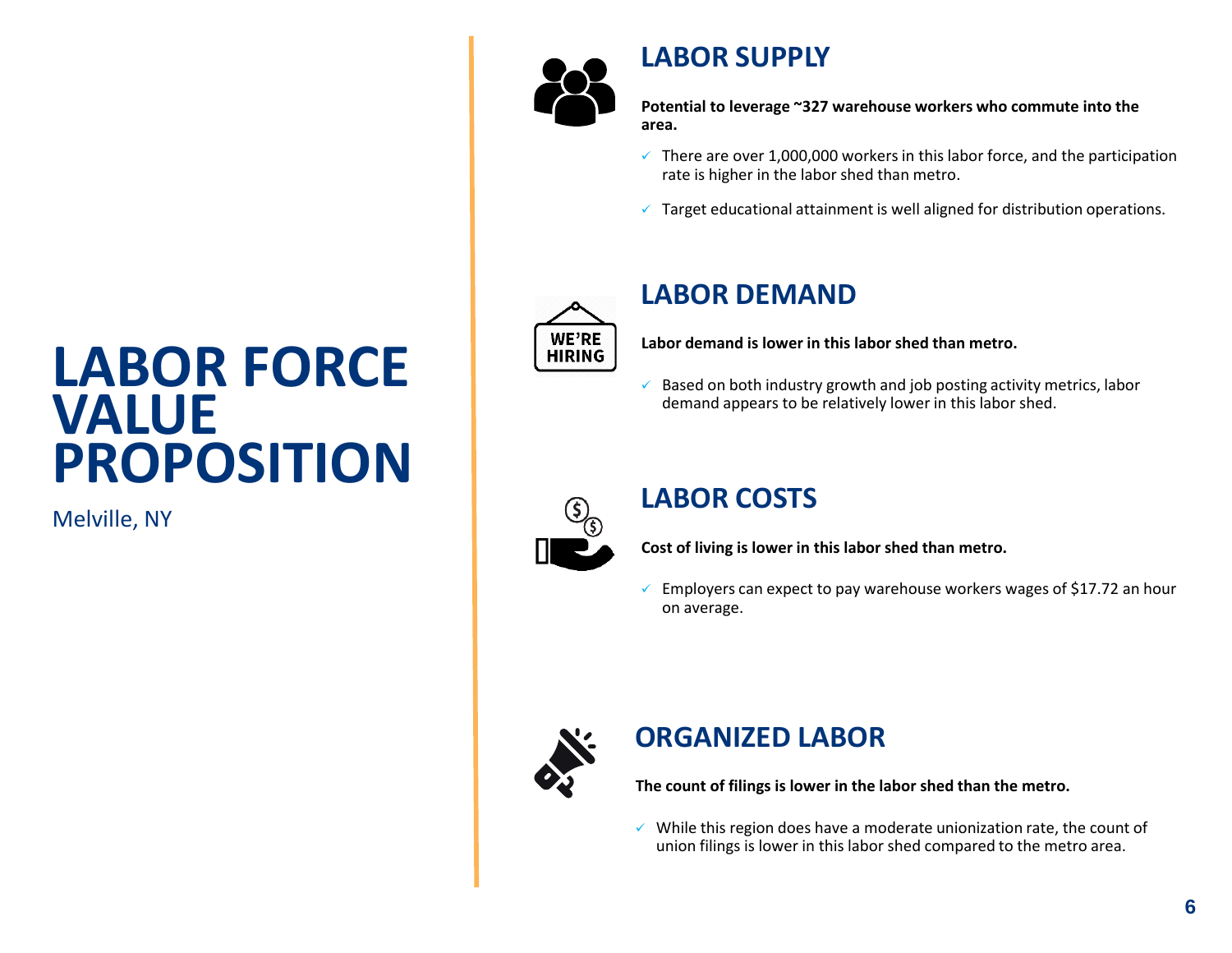# LABOR FORCE VALUE PROPOSITION

Melville, NY

## LABOR SUPPLY

**Potential to leverage ~327 warehouse workers who commute into the area.**

- ✓ There are over 1,000,000 workers in this labor force, and the participation rate is higher in the labor shed than metro.
- ✓ Target educational attainment is well aligned for distribution operations.

## LABOR DEMAND

**Labor demand is lower in this labor shed than metro.**

- ✓ Based on both industry growth and job posting activity metrics, labor demand appears to be relatively lower in this labor shed.

## LABOR COSTS

**Cost of living is lower in this labor shed than metro.**

- ✓ Employers can expect to pay warehouse workers wages of $17.72 an hour on average.

## ORGANIZED LABOR

**The count of filings is lower in the labor shed than the metro.**

- ✓ While this region does have a moderate unionization rate, the count of union filings is lower in this labor shed compared to the metro area.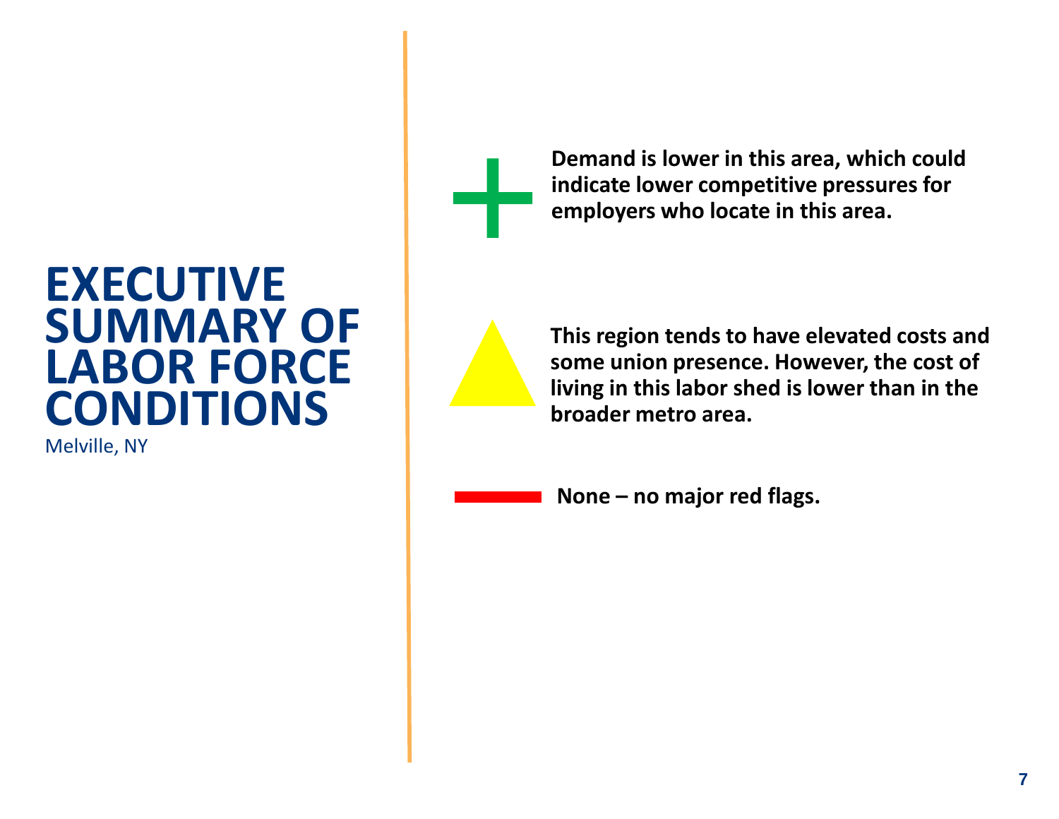# EXECUTIVE SUMMARY OF LABOR FORCE CONDITIONS

Melville, NY

+ **Demand is lower in this area, which could indicate lower competitive pressures for employers who locate in this area.**

▲ **This region tends to have elevated costs and some union presence. However, the cost of living in this labor shed is lower than in the broader metro area.**

— **None – no major red flags.**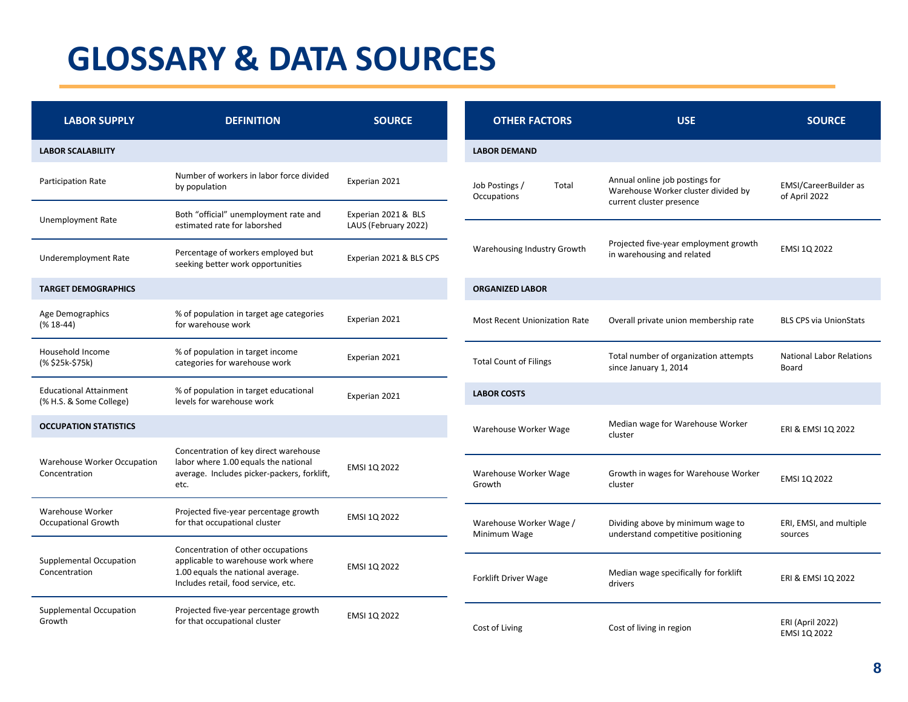# GLOSSARY & DATA SOURCES

| LABOR SUPPLY | DEFINITION | SOURCE |
|---|---|---|
| **LABOR SCALABILITY** | | |
| Participation Rate | Number of workers in labor force divided by population | Experian 2021 |
| Unemployment Rate | Both "official" unemployment rate and estimated rate for laborshed | Experian 2021 & BLS LAUS (February 2022) |
| Underemployment Rate | Percentage of workers employed but seeking better work opportunities | Experian 2021 & BLS CPS |
| **TARGET DEMOGRAPHICS** | | |
| Age Demographics (% 18-44) | % of population in target age categories for warehouse work | Experian 2021 |
| Household Income (% $25k-$75k) | % of population in target income categories for warehouse work | Experian 2021 |
| Educational Attainment (% H.S. & Some College) | % of population in target educational levels for warehouse work | Experian 2021 |
| **OCCUPATION STATISTICS** | | |
| Warehouse Worker Occupation Concentration | Concentration of key direct warehouse labor where 1.00 equals the national average. Includes picker-packers, forklift, etc. | EMSI 1Q 2022 |
| Warehouse Worker Occupational Growth | Projected five-year percentage growth for that occupational cluster | EMSI 1Q 2022 |
| Supplemental Occupation Concentration | Concentration of other occupations applicable to warehouse work where 1.00 equals the national average. Includes retail, food service, etc. | EMSI 1Q 2022 |
| Supplemental Occupation Growth | Projected five-year percentage growth for that occupational cluster | EMSI 1Q 2022 |

| OTHER FACTORS | USE | SOURCE |
|---|---|---|
| **LABOR DEMAND** | | |
| Job Postings / Total Occupations | Annual online job postings for Warehouse Worker cluster divided by current cluster presence | EMSI/CareerBuilder as of April 2022 |
| Warehousing Industry Growth | Projected five-year employment growth in warehousing and related | EMSI 1Q 2022 |
| **ORGANIZED LABOR** | | |
| Most Recent Unionization Rate | Overall private union membership rate | BLS CPS via UnionStats |
| Total Count of Filings | Total number of organization attempts since January 1, 2014 | National Labor Relations Board |
| **LABOR COSTS** | | |
| Warehouse Worker Wage | Median wage for Warehouse Worker cluster | ERI & EMSI 1Q 2022 |
| Warehouse Worker Wage Growth | Growth in wages for Warehouse Worker cluster | EMSI 1Q 2022 |
| Warehouse Worker Wage / Minimum Wage | Dividing above by minimum wage to understand competitive positioning | ERI, EMSI, and multiple sources |
| Forklift Driver Wage | Median wage specifically for forklift drivers | ERI & EMSI 1Q 2022 |
| Cost of Living | Cost of living in region | ERI (April 2022) EMSI 1Q 2022 |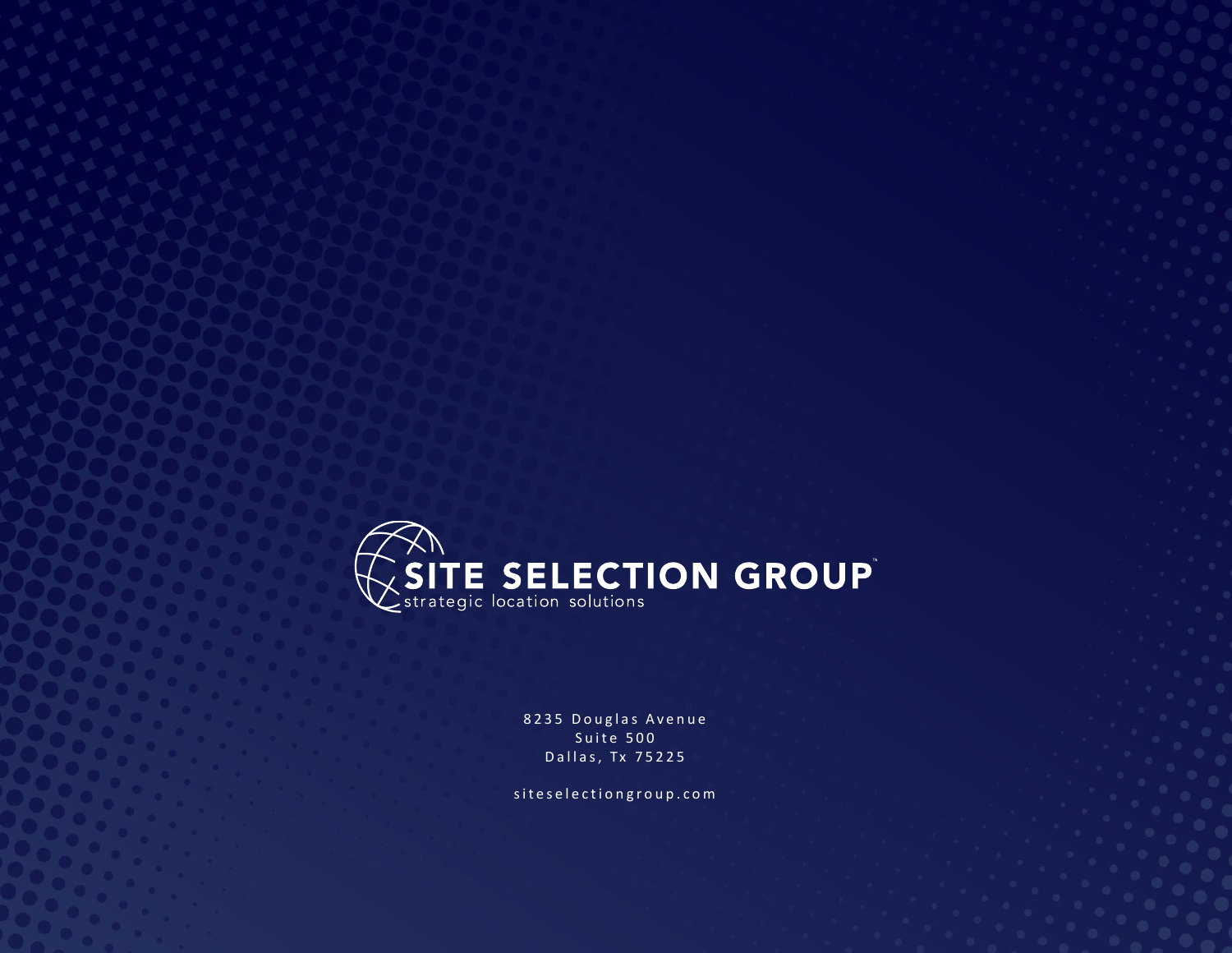SITE SELECTION GROUP™

strategic location solutions

8235 Douglas Avenue
Suite 500
Dallas, Tx 75225

siteselectiongroup.com